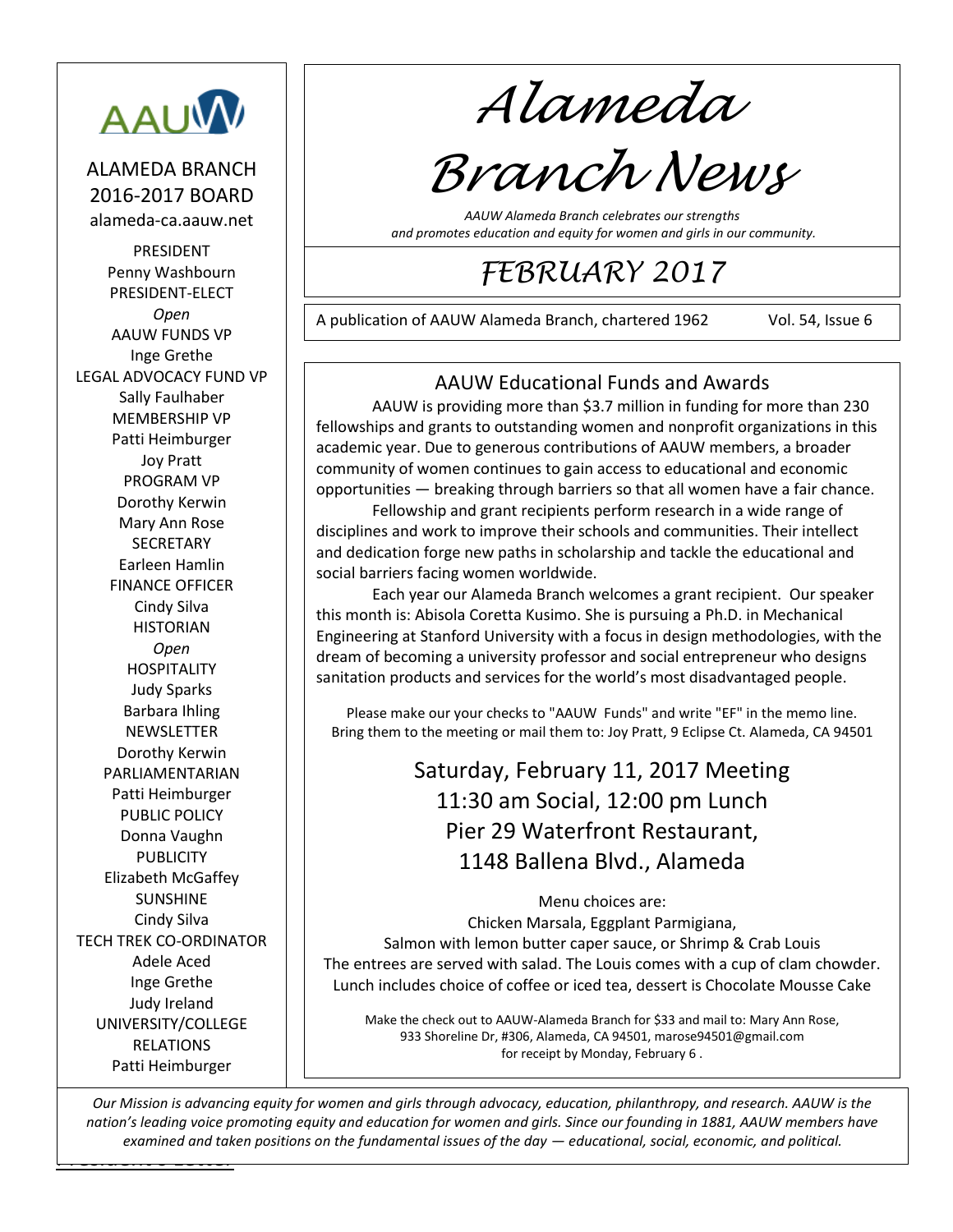# Alameda Branch News

*AAUW Alameda Branch celebrates our strengths and promotes education and equity for women and girls in our community.*

## FEBRUARY 2017

A publication of AAUW Alameda Branch, chartered 1962 Vol. 54, Issue 6

AAUW

ALAMEDA BRANCH
2016-2017 BOARD
alameda-ca.aauw.net

PRESIDENT
Penny Washbourn
PRESIDENT-ELECT
*Open*
AAUW FUNDS VP
Inge Grethe
LEGAL ADVOCACY FUND VP
Sally Faulhaber
MEMBERSHIP VP
Patti Heimburger
Joy Pratt
PROGRAM VP
Dorothy Kerwin
Mary Ann Rose
SECRETARY
Earleen Hamlin
FINANCE OFFICER
Cindy Silva
HISTORIAN
*Open*
HOSPITALITY
Judy Sparks
Barbara Ihling
NEWSLETTER
Dorothy Kerwin
PARLIAMENTARIAN
Patti Heimburger
PUBLIC POLICY
Donna Vaughn
PUBLICITY
Elizabeth McGaffey
SUNSHINE
Cindy Silva
TECH TREK CO-ORDINATOR
Adele Aced
Inge Grethe
Judy Ireland
UNIVERSITY/COLLEGE RELATIONS
Patti Heimburger

### AAUW Educational Funds and Awards

AAUW is providing more than $3.7 million in funding for more than 230 fellowships and grants to outstanding women and nonprofit organizations in this academic year. Due to generous contributions of AAUW members, a broader community of women continues to gain access to educational and economic opportunities — breaking through barriers so that all women have a fair chance.

Fellowship and grant recipients perform research in a wide range of disciplines and work to improve their schools and communities. Their intellect and dedication forge new paths in scholarship and tackle the educational and social barriers facing women worldwide.

Each year our Alameda Branch welcomes a grant recipient. Our speaker this month is: Abisola Coretta Kusimo. She is pursuing a Ph.D. in Mechanical Engineering at Stanford University with a focus in design methodologies, with the dream of becoming a university professor and social entrepreneur who designs sanitation products and services for the world's most disadvantaged people.

Please make our your checks to "AAUW Funds" and write "EF" in the memo line. Bring them to the meeting or mail them to: Joy Pratt, 9 Eclipse Ct. Alameda, CA 94501

### Saturday, February 11, 2017 Meeting
### 11:30 am Social, 12:00 pm Lunch
### Pier 29 Waterfront Restaurant,
### 1148 Ballena Blvd., Alameda

Menu choices are:
Chicken Marsala, Eggplant Parmigiana,
Salmon with lemon butter caper sauce, or Shrimp & Crab Louis
The entrees are served with salad. The Louis comes with a cup of clam chowder.
Lunch includes choice of coffee or iced tea, dessert is Chocolate Mousse Cake

Make the check out to AAUW-Alameda Branch for $33 and mail to: Mary Ann Rose, 933 Shoreline Dr, #306, Alameda, CA 94501, marose94501@gmail.com for receipt by Monday, February 6 .

*Our Mission is advancing equity for women and girls through advocacy, education, philanthropy, and research. AAUW is the nation's leading voice promoting equity and education for women and girls. Since our founding in 1881, AAUW members have examined and taken positions on the fundamental issues of the day — educational, social, economic, and political.*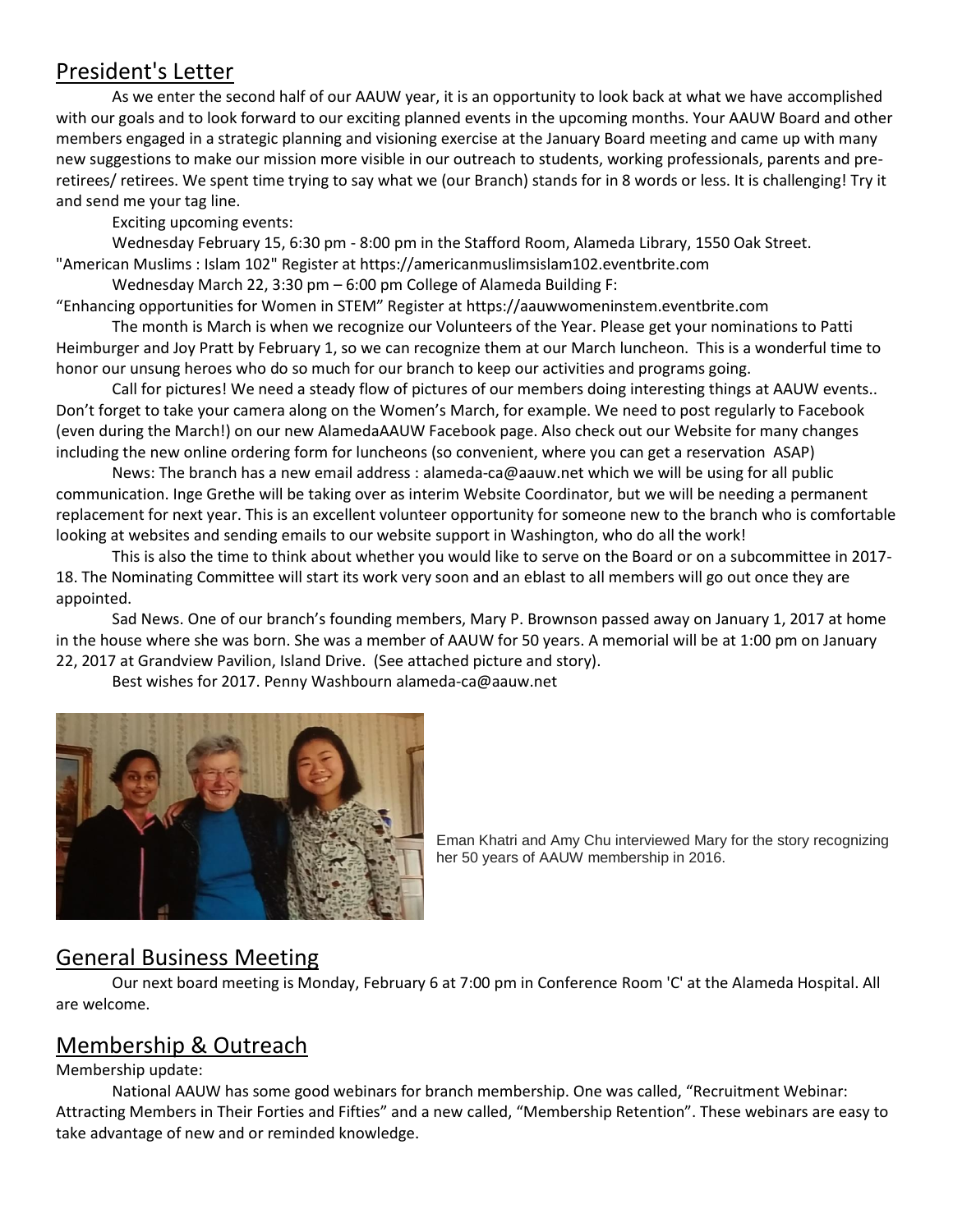## President's Letter

As we enter the second half of our AAUW year, it is an opportunity to look back at what we have accomplished with our goals and to look forward to our exciting planned events in the upcoming months. Your AAUW Board and other members engaged in a strategic planning and visioning exercise at the January Board meeting and came up with many new suggestions to make our mission more visible in our outreach to students, working professionals, parents and pre-retirees/ retirees. We spent time trying to say what we (our Branch) stands for in 8 words or less. It is challenging! Try it and send me your tag line.

Exciting upcoming events:

Wednesday February 15, 6:30 pm - 8:00 pm in the Stafford Room, Alameda Library, 1550 Oak Street. "American Muslims : Islam 102" Register at https://americanmuslimsislam102.eventbrite.com

Wednesday March 22, 3:30 pm – 6:00 pm College of Alameda Building F: "Enhancing opportunities for Women in STEM" Register at https://aauwwomeninstem.eventbrite.com

The month is March is when we recognize our Volunteers of the Year. Please get your nominations to Patti Heimburger and Joy Pratt by February 1, so we can recognize them at our March luncheon. This is a wonderful time to honor our unsung heroes who do so much for our branch to keep our activities and programs going.

Call for pictures! We need a steady flow of pictures of our members doing interesting things at AAUW events.. Don't forget to take your camera along on the Women's March, for example. We need to post regularly to Facebook (even during the March!) on our new AlamedaAAUW Facebook page. Also check out our Website for many changes including the new online ordering form for luncheons (so convenient, where you can get a reservation ASAP)

News: The branch has a new email address : alameda-ca@aauw.net which we will be using for all public communication. Inge Grethe will be taking over as interim Website Coordinator, but we will be needing a permanent replacement for next year. This is an excellent volunteer opportunity for someone new to the branch who is comfortable looking at websites and sending emails to our website support in Washington, who do all the work!

This is also the time to think about whether you would like to serve on the Board or on a subcommittee in 2017-18. The Nominating Committee will start its work very soon and an eblast to all members will go out once they are appointed.

Sad News. One of our branch's founding members, Mary P. Brownson passed away on January 1, 2017 at home in the house where she was born. She was a member of AAUW for 50 years. A memorial will be at 1:00 pm on January 22, 2017 at Grandview Pavilion, Island Drive. (See attached picture and story).

Best wishes for 2017. Penny Washbourn alameda-ca@aauw.net

Eman Khatri and Amy Chu interviewed Mary for the story recognizing her 50 years of AAUW membership in 2016.

## General Business Meeting

Our next board meeting is Monday, February 6 at 7:00 pm in Conference Room 'C' at the Alameda Hospital. All are welcome.

## Membership & Outreach

Membership update:

National AAUW has some good webinars for branch membership. One was called, "Recruitment Webinar: Attracting Members in Their Forties and Fifties" and a new called, "Membership Retention". These webinars are easy to take advantage of new and or reminded knowledge.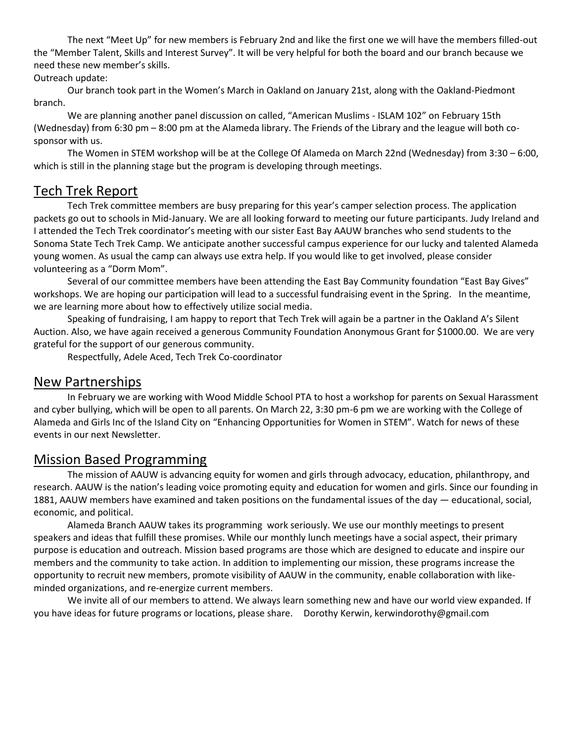The next "Meet Up" for new members is February 2nd and like the first one we will have the members filled-out the "Member Talent, Skills and Interest Survey". It will be very helpful for both the board and our branch because we need these new member's skills.

Outreach update:

Our branch took part in the Women's March in Oakland on January 21st, along with the Oakland-Piedmont branch.

We are planning another panel discussion on called, "American Muslims - ISLAM 102" on February 15th (Wednesday) from 6:30 pm – 8:00 pm at the Alameda library. The Friends of the Library and the league will both co-sponsor with us.

The Women in STEM workshop will be at the College Of Alameda on March 22nd (Wednesday) from 3:30 – 6:00, which is still in the planning stage but the program is developing through meetings.

## Tech Trek Report

Tech Trek committee members are busy preparing for this year's camper selection process. The application packets go out to schools in Mid-January. We are all looking forward to meeting our future participants. Judy Ireland and I attended the Tech Trek coordinator's meeting with our sister East Bay AAUW branches who send students to the Sonoma State Tech Trek Camp. We anticipate another successful campus experience for our lucky and talented Alameda young women. As usual the camp can always use extra help. If you would like to get involved, please consider volunteering as a "Dorm Mom".

Several of our committee members have been attending the East Bay Community foundation "East Bay Gives" workshops. We are hoping our participation will lead to a successful fundraising event in the Spring. In the meantime, we are learning more about how to effectively utilize social media.

Speaking of fundraising, I am happy to report that Tech Trek will again be a partner in the Oakland A's Silent Auction. Also, we have again received a generous Community Foundation Anonymous Grant for $1000.00. We are very grateful for the support of our generous community.

Respectfully, Adele Aced, Tech Trek Co-coordinator

## New Partnerships

In February we are working with Wood Middle School PTA to host a workshop for parents on Sexual Harassment and cyber bullying, which will be open to all parents. On March 22, 3:30 pm-6 pm we are working with the College of Alameda and Girls Inc of the Island City on "Enhancing Opportunities for Women in STEM". Watch for news of these events in our next Newsletter.

## Mission Based Programming

The mission of AAUW is advancing equity for women and girls through advocacy, education, philanthropy, and research. AAUW is the nation's leading voice promoting equity and education for women and girls. Since our founding in 1881, AAUW members have examined and taken positions on the fundamental issues of the day — educational, social, economic, and political.

Alameda Branch AAUW takes its programming work seriously. We use our monthly meetings to present speakers and ideas that fulfill these promises. While our monthly lunch meetings have a social aspect, their primary purpose is education and outreach. Mission based programs are those which are designed to educate and inspire our members and the community to take action. In addition to implementing our mission, these programs increase the opportunity to recruit new members, promote visibility of AAUW in the community, enable collaboration with like-minded organizations, and re-energize current members.

We invite all of our members to attend. We always learn something new and have our world view expanded. If you have ideas for future programs or locations, please share. Dorothy Kerwin, kerwindorothy@gmail.com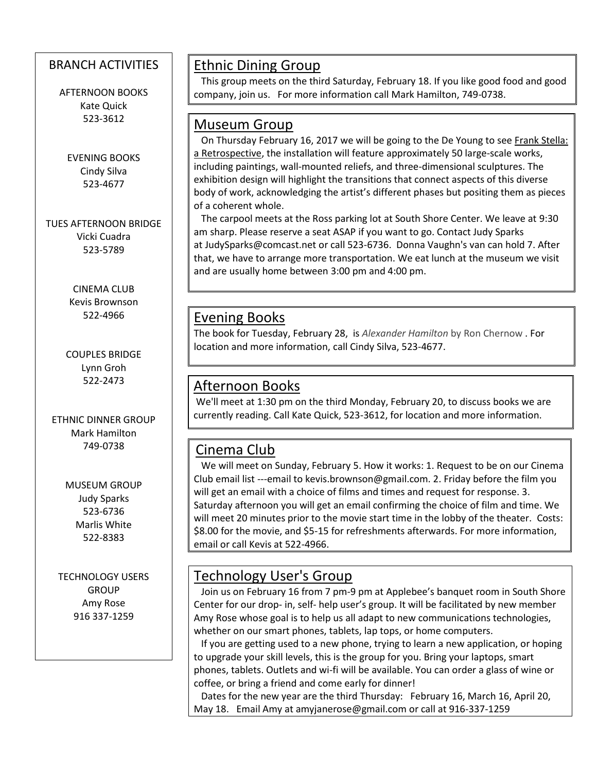## BRANCH ACTIVITIES

AFTERNOON BOOKS
Kate Quick
523-3612

EVENING BOOKS
Cindy Silva
523-4677

TUES AFTERNOON BRIDGE
Vicki Cuadra
523-5789

CINEMA CLUB
Kevis Brownson
522-4966

COUPLES BRIDGE
Lynn Groh
522-2473

ETHNIC DINNER GROUP
Mark Hamilton
749-0738

MUSEUM GROUP
Judy Sparks
523-6736
Marlis White
522-8383

TECHNOLOGY USERS GROUP
Amy Rose
916 337-1259

## Ethnic Dining Group

This group meets on the third Saturday, February 18. If you like good food and good company, join us. For more information call Mark Hamilton, 749-0738.

## Museum Group

On Thursday February 16, 2017 we will be going to the De Young to see Frank Stella: a Retrospective, the installation will feature approximately 50 large-scale works, including paintings, wall-mounted reliefs, and three-dimensional sculptures. The exhibition design will highlight the transitions that connect aspects of this diverse body of work, acknowledging the artist's different phases but positing them as pieces of a coherent whole.

The carpool meets at the Ross parking lot at South Shore Center. We leave at 9:30 am sharp. Please reserve a seat ASAP if you want to go. Contact Judy Sparks at JudySparks@comcast.net or call 523-6736. Donna Vaughn's van can hold 7. After that, we have to arrange more transportation. We eat lunch at the museum we visit and are usually home between 3:00 pm and 4:00 pm.

## Evening Books

The book for Tuesday, February 28, is *Alexander Hamilton* by Ron Chernow . For location and more information, call Cindy Silva, 523-4677.

## Afternoon Books

We'll meet at 1:30 pm on the third Monday, February 20, to discuss books we are currently reading. Call Kate Quick, 523-3612, for location and more information.

## Cinema Club

We will meet on Sunday, February 5. How it works: 1. Request to be on our Cinema Club email list ---email to kevis.brownson@gmail.com. 2. Friday before the film you will get an email with a choice of films and times and request for response. 3. Saturday afternoon you will get an email confirming the choice of film and time. We will meet 20 minutes prior to the movie start time in the lobby of the theater. Costs: $8.00 for the movie, and $5-15 for refreshments afterwards. For more information, email or call Kevis at 522-4966.

## Technology User's Group

Join us on February 16 from 7 pm-9 pm at Applebee's banquet room in South Shore Center for our drop- in, self- help user's group. It will be facilitated by new member Amy Rose whose goal is to help us all adapt to new communications technologies, whether on our smart phones, tablets, lap tops, or home computers.

If you are getting used to a new phone, trying to learn a new application, or hoping to upgrade your skill levels, this is the group for you. Bring your laptops, smart phones, tablets. Outlets and wi-fi will be available. You can order a glass of wine or coffee, or bring a friend and come early for dinner!

Dates for the new year are the third Thursday: February 16, March 16, April 20, May 18. Email Amy at amyjanerose@gmail.com or call at 916-337-1259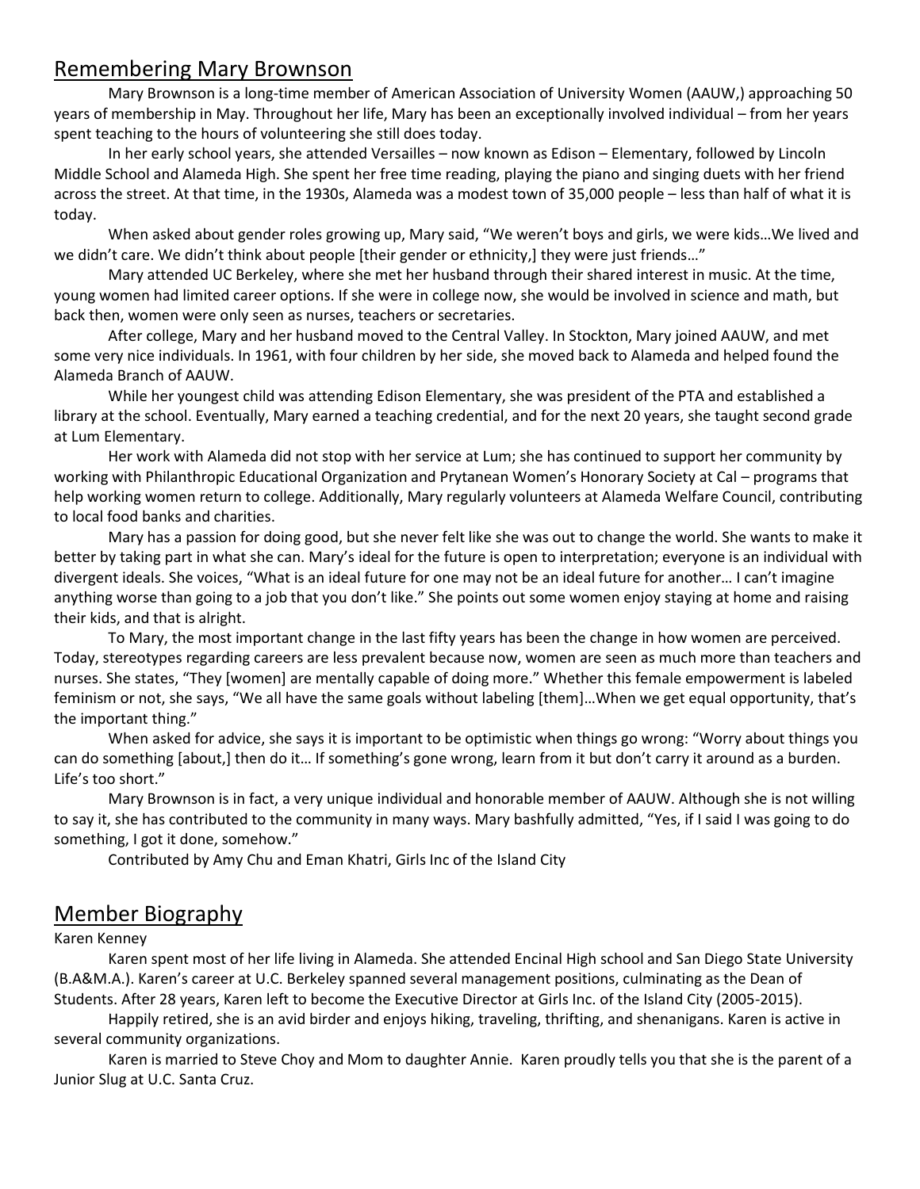## Remembering Mary Brownson

Mary Brownson is a long-time member of American Association of University Women (AAUW,) approaching 50 years of membership in May. Throughout her life, Mary has been an exceptionally involved individual – from her years spent teaching to the hours of volunteering she still does today.

In her early school years, she attended Versailles – now known as Edison – Elementary, followed by Lincoln Middle School and Alameda High. She spent her free time reading, playing the piano and singing duets with her friend across the street. At that time, in the 1930s, Alameda was a modest town of 35,000 people – less than half of what it is today.

When asked about gender roles growing up, Mary said, "We weren't boys and girls, we were kids…We lived and we didn't care. We didn't think about people [their gender or ethnicity,] they were just friends…"

Mary attended UC Berkeley, where she met her husband through their shared interest in music. At the time, young women had limited career options. If she were in college now, she would be involved in science and math, but back then, women were only seen as nurses, teachers or secretaries.

After college, Mary and her husband moved to the Central Valley. In Stockton, Mary joined AAUW, and met some very nice individuals. In 1961, with four children by her side, she moved back to Alameda and helped found the Alameda Branch of AAUW.

While her youngest child was attending Edison Elementary, she was president of the PTA and established a library at the school. Eventually, Mary earned a teaching credential, and for the next 20 years, she taught second grade at Lum Elementary.

Her work with Alameda did not stop with her service at Lum; she has continued to support her community by working with Philanthropic Educational Organization and Prytanean Women's Honorary Society at Cal – programs that help working women return to college. Additionally, Mary regularly volunteers at Alameda Welfare Council, contributing to local food banks and charities.

Mary has a passion for doing good, but she never felt like she was out to change the world. She wants to make it better by taking part in what she can. Mary's ideal for the future is open to interpretation; everyone is an individual with divergent ideals. She voices, "What is an ideal future for one may not be an ideal future for another… I can't imagine anything worse than going to a job that you don't like." She points out some women enjoy staying at home and raising their kids, and that is alright.

To Mary, the most important change in the last fifty years has been the change in how women are perceived. Today, stereotypes regarding careers are less prevalent because now, women are seen as much more than teachers and nurses. She states, "They [women] are mentally capable of doing more." Whether this female empowerment is labeled feminism or not, she says, "We all have the same goals without labeling [them]…When we get equal opportunity, that's the important thing."

When asked for advice, she says it is important to be optimistic when things go wrong: "Worry about things you can do something [about,] then do it… If something's gone wrong, learn from it but don't carry it around as a burden. Life's too short."

Mary Brownson is in fact, a very unique individual and honorable member of AAUW. Although she is not willing to say it, she has contributed to the community in many ways. Mary bashfully admitted, "Yes, if I said I was going to do something, I got it done, somehow."

Contributed by Amy Chu and Eman Khatri, Girls Inc of the Island City

## Member Biography

Karen Kenney

Karen spent most of her life living in Alameda. She attended Encinal High school and San Diego State University (B.A&M.A.). Karen's career at U.C. Berkeley spanned several management positions, culminating as the Dean of Students. After 28 years, Karen left to become the Executive Director at Girls Inc. of the Island City (2005-2015).

Happily retired, she is an avid birder and enjoys hiking, traveling, thrifting, and shenanigans. Karen is active in several community organizations.

Karen is married to Steve Choy and Mom to daughter Annie. Karen proudly tells you that she is the parent of a Junior Slug at U.C. Santa Cruz.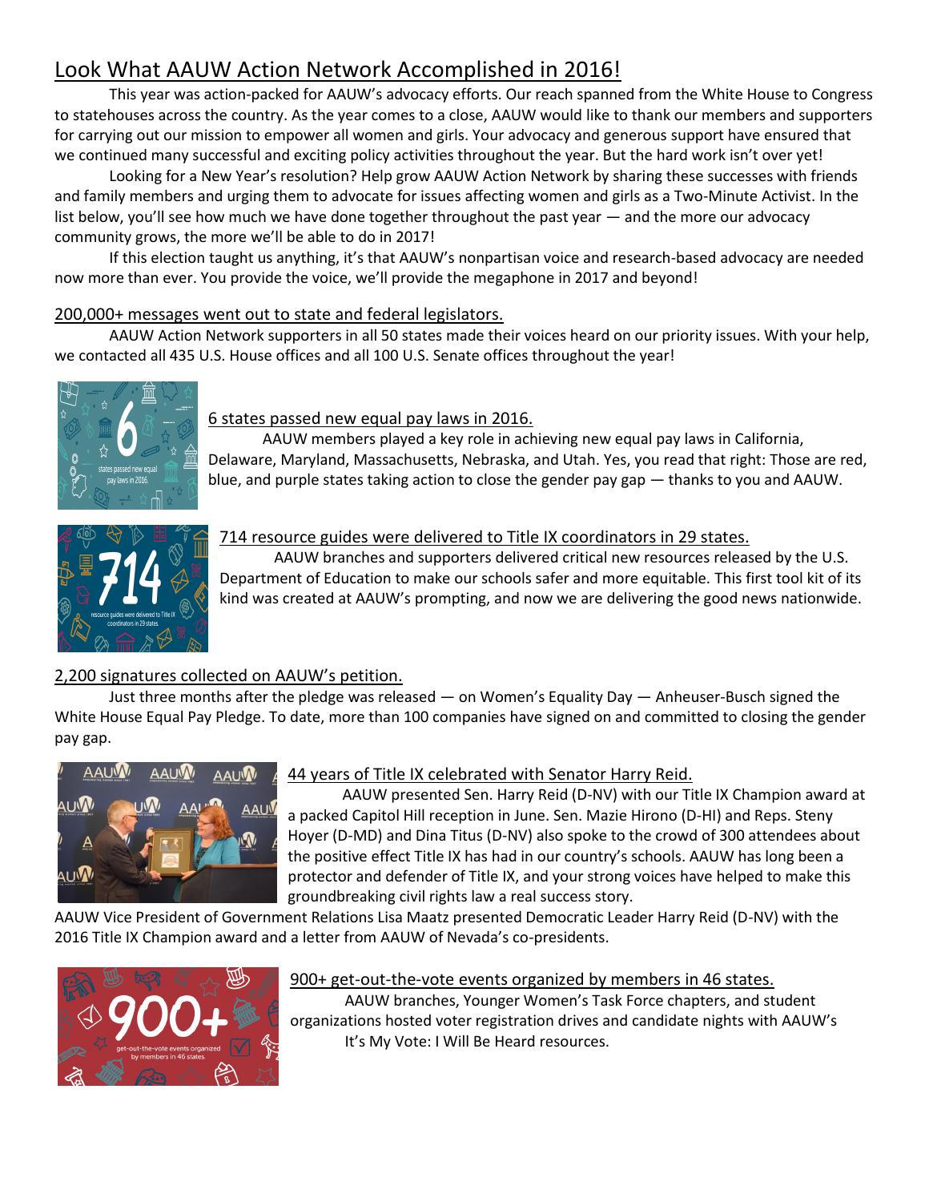# Look What AAUW Action Network Accomplished in 2016!

This year was action-packed for AAUW's advocacy efforts. Our reach spanned from the White House to Congress to statehouses across the country. As the year comes to a close, AAUW would like to thank our members and supporters for carrying out our mission to empower all women and girls. Your advocacy and generous support have ensured that we continued many successful and exciting policy activities throughout the year. But the hard work isn't over yet!

Looking for a New Year's resolution? Help grow AAUW Action Network by sharing these successes with friends and family members and urging them to advocate for issues affecting women and girls as a Two-Minute Activist. In the list below, you'll see how much we have done together throughout the past year — and the more our advocacy community grows, the more we'll be able to do in 2017!

If this election taught us anything, it's that AAUW's nonpartisan voice and research-based advocacy are needed now more than ever. You provide the voice, we'll provide the megaphone in 2017 and beyond!

## 200,000+ messages went out to state and federal legislators.

AAUW Action Network supporters in all 50 states made their voices heard on our priority issues. With your help, we contacted all 435 U.S. House offices and all 100 U.S. Senate offices throughout the year!

## 6 states passed new equal pay laws in 2016.

AAUW members played a key role in achieving new equal pay laws in California, Delaware, Maryland, Massachusetts, Nebraska, and Utah. Yes, you read that right: Those are red, blue, and purple states taking action to close the gender pay gap — thanks to you and AAUW.

## 714 resource guides were delivered to Title IX coordinators in 29 states.

AAUW branches and supporters delivered critical new resources released by the U.S. Department of Education to make our schools safer and more equitable. This first tool kit of its kind was created at AAUW's prompting, and now we are delivering the good news nationwide.

## 2,200 signatures collected on AAUW's petition.

Just three months after the pledge was released — on Women's Equality Day — Anheuser-Busch signed the White House Equal Pay Pledge. To date, more than 100 companies have signed on and committed to closing the gender pay gap.

## 44 years of Title IX celebrated with Senator Harry Reid.

AAUW presented Sen. Harry Reid (D-NV) with our Title IX Champion award at a packed Capitol Hill reception in June. Sen. Mazie Hirono (D-HI) and Reps. Steny Hoyer (D-MD) and Dina Titus (D-NV) also spoke to the crowd of 300 attendees about the positive effect Title IX has had in our country's schools. AAUW has long been a protector and defender of Title IX, and your strong voices have helped to make this groundbreaking civil rights law a real success story.

AAUW Vice President of Government Relations Lisa Maatz presented Democratic Leader Harry Reid (D-NV) with the 2016 Title IX Champion award and a letter from AAUW of Nevada's co-presidents.

## 900+ get-out-the-vote events organized by members in 46 states.

AAUW branches, Younger Women's Task Force chapters, and student organizations hosted voter registration drives and candidate nights with AAUW's It's My Vote: I Will Be Heard resources.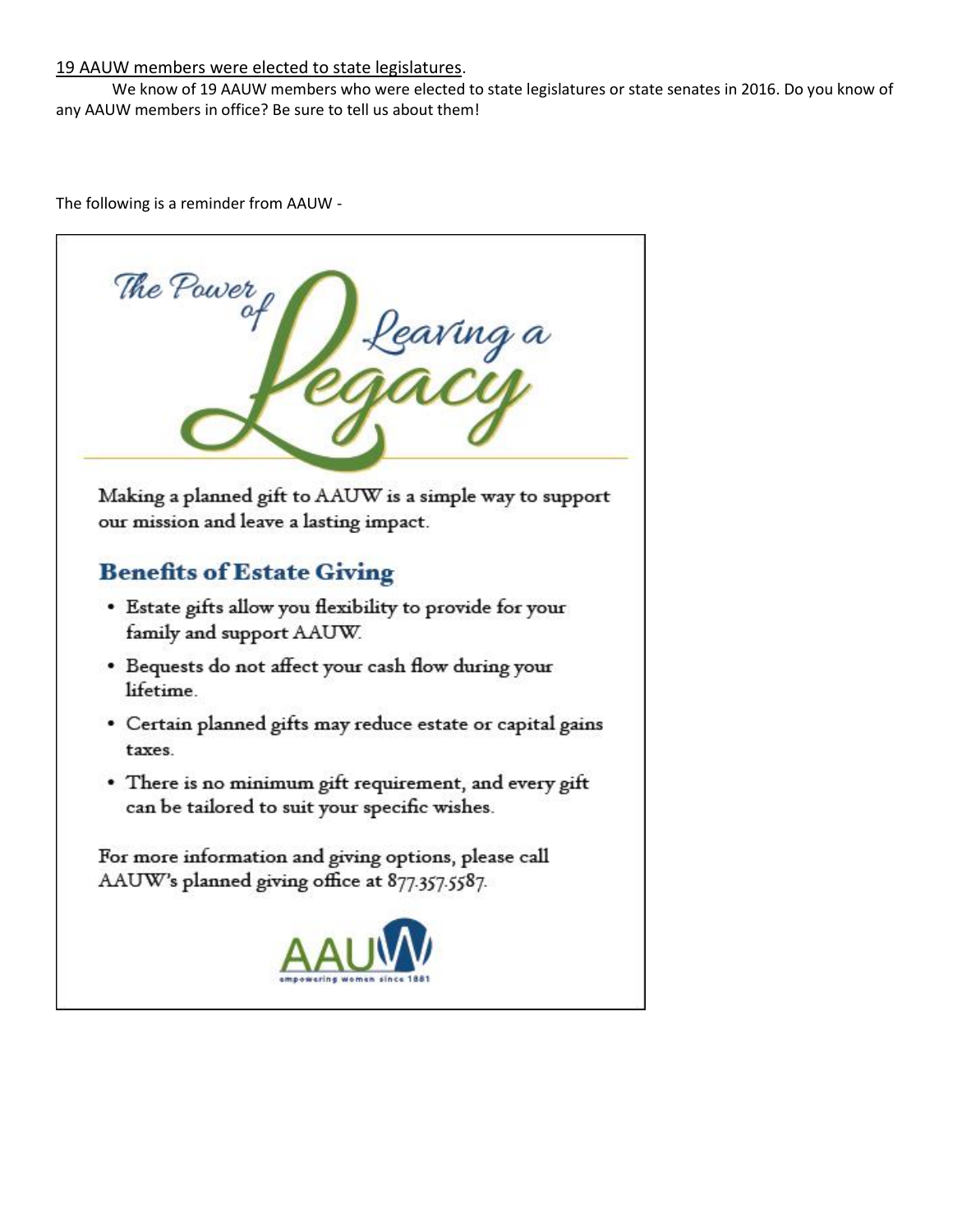19 AAUW members were elected to state legislatures.

We know of 19 AAUW members who were elected to state legislatures or state senates in 2016. Do you know of any AAUW members in office? Be sure to tell us about them!

The following is a reminder from AAUW -

# The Power of Leaving a Legacy

Making a planned gift to AAUW is a simple way to support our mission and leave a lasting impact.

## Benefits of Estate Giving

- Estate gifts allow you flexibility to provide for your family and support AAUW.
- Bequests do not affect your cash flow during your lifetime.
- Certain planned gifts may reduce estate or capital gains taxes.
- There is no minimum gift requirement, and every gift can be tailored to suit your specific wishes.

For more information and giving options, please call AAUW's planned giving office at 877.357.5587.

AAUW
empowering women since 1881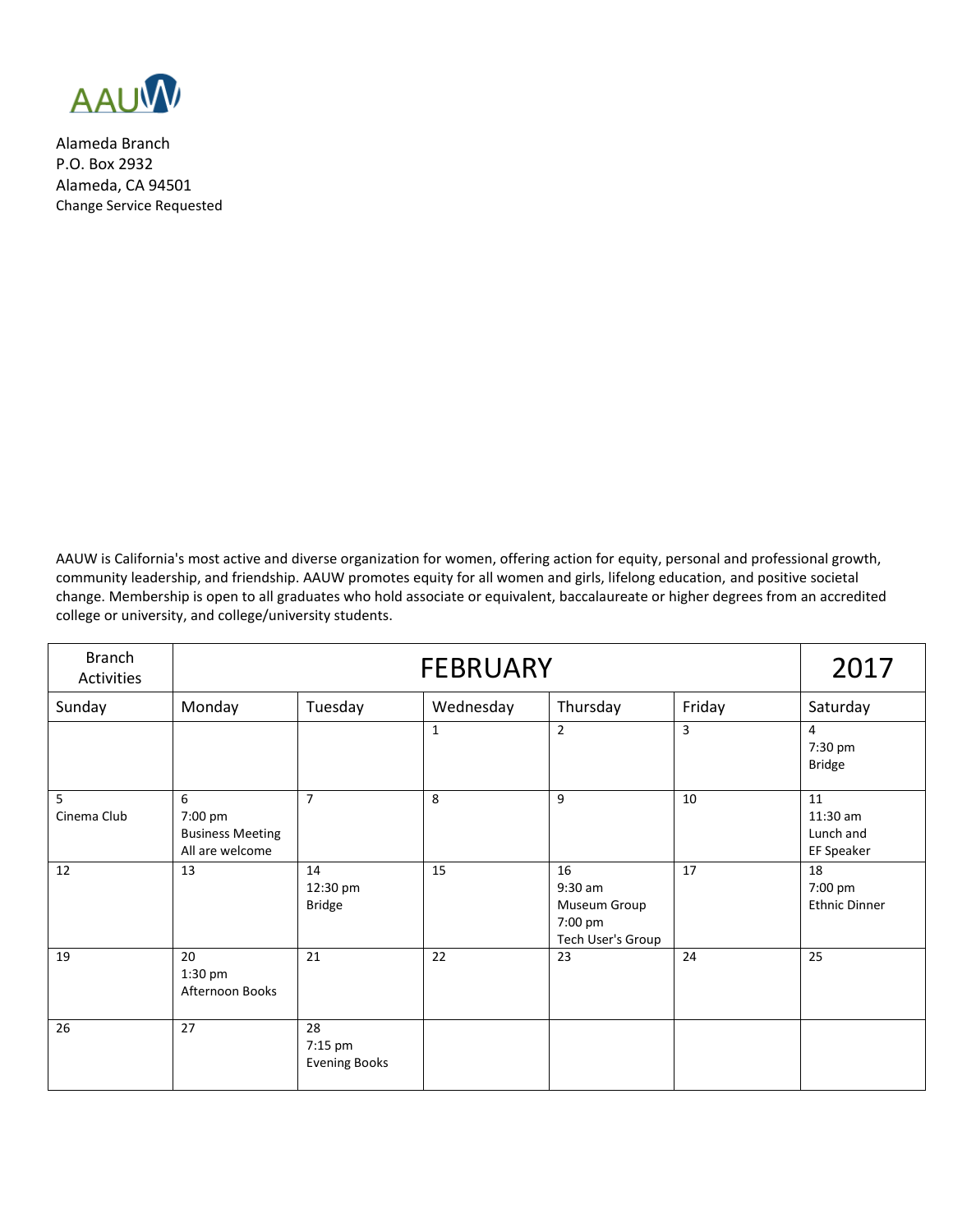AAUW

Alameda Branch
P.O. Box 2932
Alameda, CA 94501
Change Service Requested

AAUW is California's most active and diverse organization for women, offering action for equity, personal and professional growth, community leadership, and friendship. AAUW promotes equity for all women and girls, lifelong education, and positive societal change. Membership is open to all graduates who hold associate or equivalent, baccalaureate or higher degrees from an accredited college or university, and college/university students.

| Branch Activities | FEBRUARY | | | | | 2017 |
|---|---|---|---|---|---|---|
| Sunday | Monday | Tuesday | Wednesday | Thursday | Friday | Saturday |
| | | | 1 | 2 | 3 | 4<br>7:30 pm<br>Bridge |
| 5<br>Cinema Club | 6<br>7:00 pm<br>Business Meeting<br>All are welcome | 7 | 8 | 9 | 10 | 11<br>11:30 am<br>Lunch and<br>EF Speaker |
| 12 | 13 | 14<br>12:30 pm<br>Bridge | 15 | 16<br>9:30 am<br>Museum Group<br>7:00 pm<br>Tech User's Group | 17 | 18<br>7:00 pm<br>Ethnic Dinner |
| 19 | 20<br>1:30 pm<br>Afternoon Books | 21 | 22 | 23 | 24 | 25 |
| 26 | 27 | 28<br>7:15 pm<br>Evening Books | | | | |